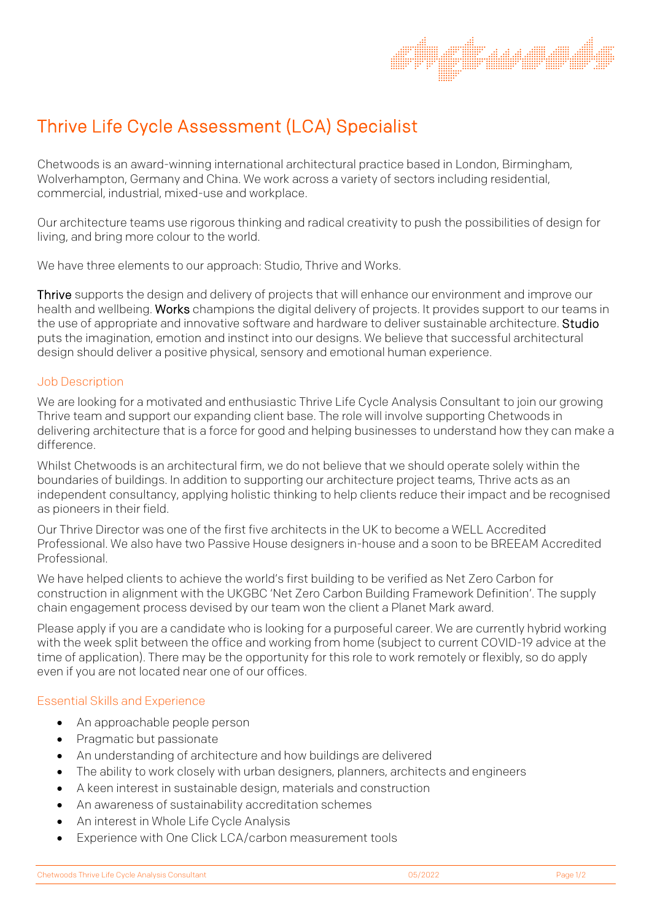# Thrive Life Cycle Assessment (LCA) Specialist

Chetwoods is an award-winning international architectural practice based in London, Birmingham, Wolverhampton, Germany and China. We work across a variety of sectors including residential, commercial, industrial, mixed-use and workplace.

Our architecture teams use rigorous thinking and radical creativity to push the possibilities of design for living, and bring more colour to the world.

We have three elements to our approach: Studio, Thrive and Works.

**Thrive** supports the design and delivery of projects that will enhance our environment and improve our health and wellbeing. **Works** champions the digital delivery of projects. It provides support to our teams in the use of appropriate and innovative software and hardware to deliver sustainable architecture. **Studio** puts the imagination, emotion and instinct into our designs. We believe that successful architectural design should deliver a positive physical, sensory and emotional human experience.

## Job Description

We are looking for a motivated and enthusiastic Thrive Life Cycle Analysis Consultant to join our growing Thrive team and support our expanding client base. The role will involve supporting Chetwoods in delivering architecture that is a force for good and helping businesses to understand how they can make a difference.

Whilst Chetwoods is an architectural firm, we do not believe that we should operate solely within the boundaries of buildings. In addition to supporting our architecture project teams, Thrive acts as an independent consultancy, applying holistic thinking to help clients reduce their impact and be recognised as pioneers in their field.

Our Thrive Director was one of the first five architects in the UK to become a WELL Accredited Professional. We also have two Passive House designers in-house and a soon to be BREEAM Accredited Professional.

We have helped clients to achieve the world's first building to be verified as Net Zero Carbon for construction in alignment with the UKGBC 'Net Zero Carbon Building Framework Definition'. The supply chain engagement process devised by our team won the client a Planet Mark award.

Please apply if you are a candidate who is looking for a purposeful career. We are currently hybrid working with the week split between the office and working from home (subject to current COVID-19 advice at the time of application). There may be the opportunity for this role to work remotely or flexibly, so do apply even if you are not located near one of our offices.

## Essential Skills and Experience

- An approachable people person
- Pragmatic but passionate
- An understanding of architecture and how buildings are delivered
- The ability to work closely with urban designers, planners, architects and engineers
- A keen interest in sustainable design, materials and construction
- An awareness of sustainability accreditation schemes
- An interest in Whole Life Cycle Analysis
- Experience with One Click LCA/carbon measurement tools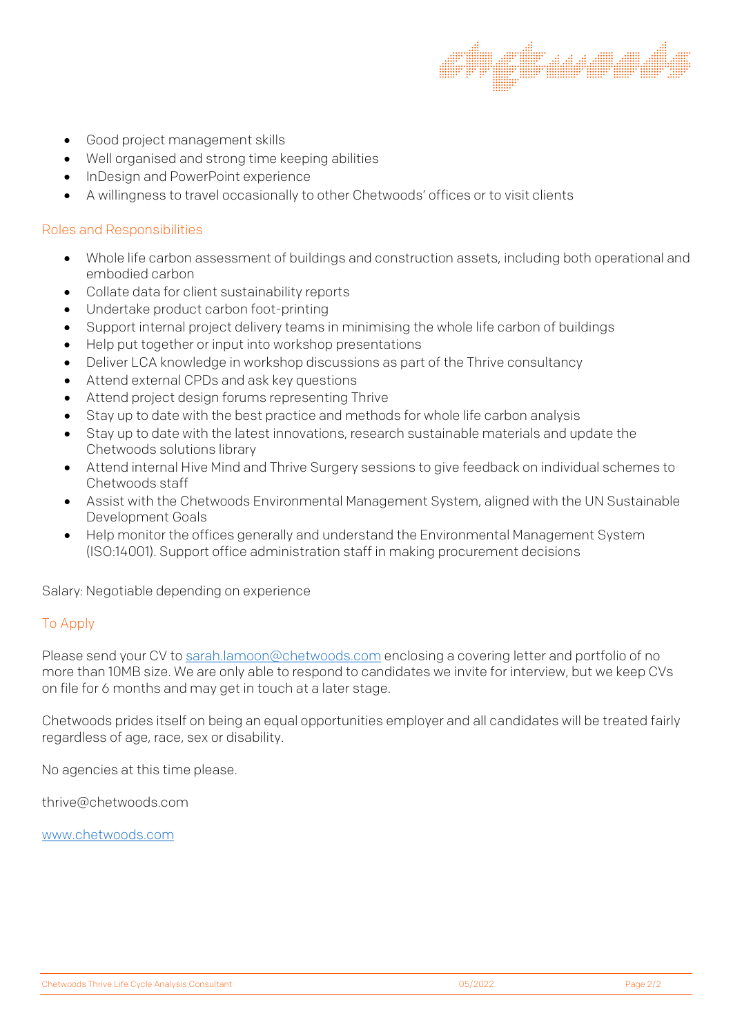- Good project management skills
- Well organised and strong time keeping abilities
- InDesign and PowerPoint experience
- A willingness to travel occasionally to other Chetwoods' offices or to visit clients

## Roles and Responsibilities

- Whole life carbon assessment of buildings and construction assets, including both operational and embodied carbon
- Collate data for client sustainability reports
- Undertake product carbon foot-printing
- Support internal project delivery teams in minimising the whole life carbon of buildings
- Help put together or input into workshop presentations
- Deliver LCA knowledge in workshop discussions as part of the Thrive consultancy
- Attend external CPDs and ask key questions
- Attend project design forums representing Thrive
- Stay up to date with the best practice and methods for whole life carbon analysis
- Stay up to date with the latest innovations, research sustainable materials and update the Chetwoods solutions library
- Attend internal Hive Mind and Thrive Surgery sessions to give feedback on individual schemes to Chetwoods staff
- Assist with the Chetwoods Environmental Management System, aligned with the UN Sustainable Development Goals
- Help monitor the offices generally and understand the Environmental Management System (ISO:14001). Support office administration staff in making procurement decisions

Salary: Negotiable depending on experience

## To Apply

Please send your CV to sarah.lamoon@chetwoods.com enclosing a covering letter and portfolio of no more than 10MB size. We are only able to respond to candidates we invite for interview, but we keep CVs on file for 6 months and may get in touch at a later stage.

Chetwoods prides itself on being an equal opportunities employer and all candidates will be treated fairly regardless of age, race, sex or disability.

No agencies at this time please.

thrive@chetwoods.com

www.chetwoods.com